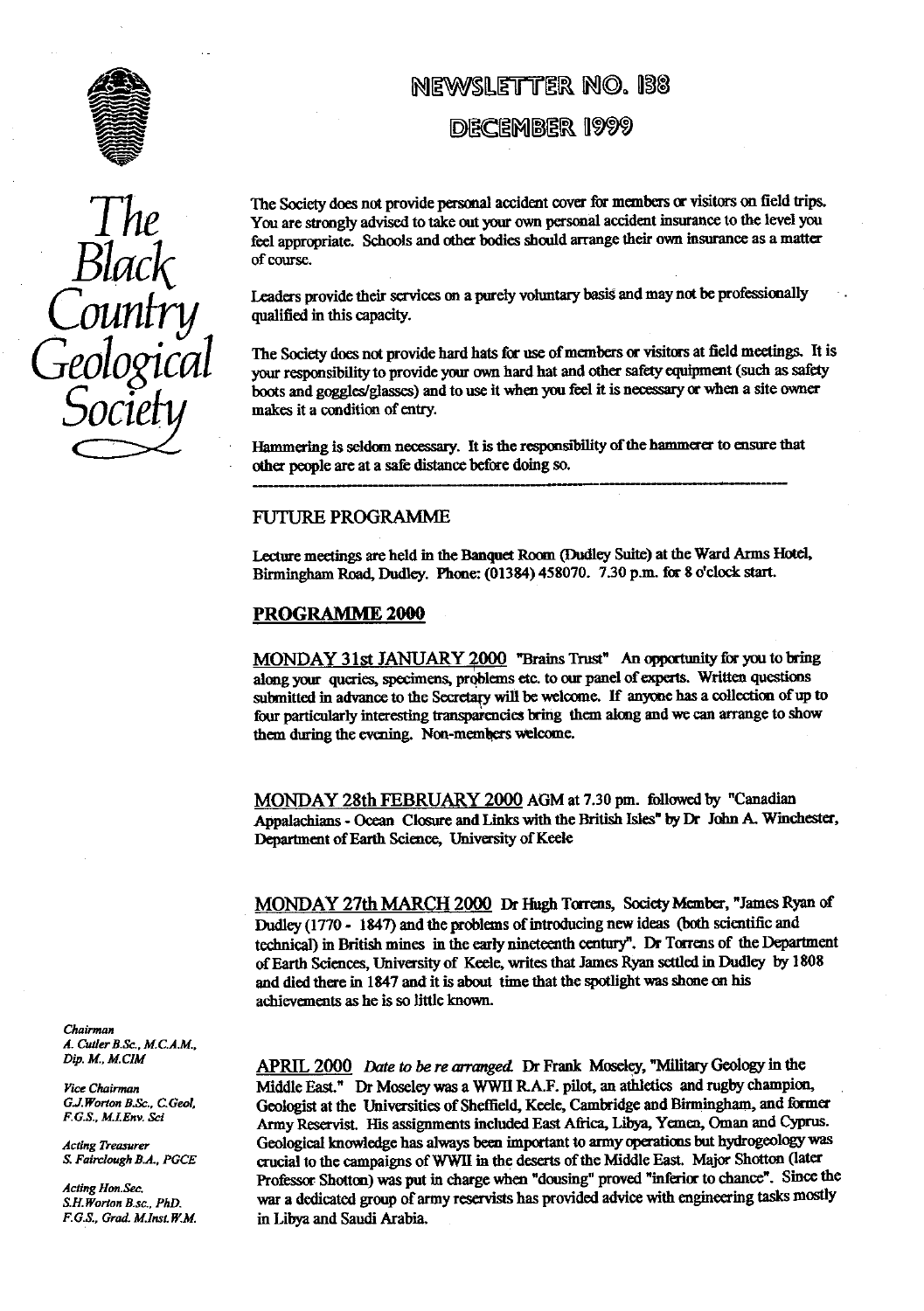# NEWSLETTER NO. 138

## DECEMBER 1999

*The Black Country Geological Society*

The Society does not provide personal accident cover for members or visitors on field trips. You are strongly advised to take out your own personal accident insurance to the level you feel appropriate. Schools and other bodies should arrange their own insurance as a matter of course.

Leaders provide their services on a purely voluntary basis and may not be professionally qualified in this capacity.

The Society does not provide hard hats for use of members or visitors at field meetings. It is your responsibility to provide your own hard hat and other safety equipment (such as safety boots and goggles/glasses) and to use it when you feel it is necessary or when a site owner makes it a condition of entry.

Hammering is seldom necessary. It is the responsibility of the hammerer to ensure that other people are at a safe distance before doing so.

---

## FUTURE PROGRAMME

Lecture meetings are held in the Banquet Room (Dudley Suite) at the Ward Arms Hotel, Birmingham Road, Dudley. Phone: (01384) 458070. 7.30 p.m. for 8 o'clock start.

## PROGRAMME 2000

MONDAY 31st JANUARY 2000 "Brains Trust" An opportunity for you to bring along your queries, specimens, problems etc. to our panel of experts. Written questions submitted in advance to the Secretary will be welcome. If anyone has a collection of up to four particularly interesting transparencies bring them along and we can arrange to show them during the evening. Non-members welcome.

MONDAY 28th FEBRUARY 2000 AGM at 7.30 pm. followed by "Canadian Appalachians - Ocean Closure and Links with the British Isles" by Dr John A. Winchester, Department of Earth Science, University of Keele

MONDAY 27th MARCH 2000 Dr Hugh Torrens, Society Member, "James Ryan of Dudley (1770 - 1847) and the problems of introducing new ideas (both scientific and technical) in British mines in the early nineteenth century". Dr Torrens of the Department of Earth Sciences, University of Keele, writes that James Ryan settled in Dudley by 1808 and died there in 1847 and it is about time that the spotlight was shone on his achievements as he is so little known.

APRIL 2000 *Date to be re arranged.* Dr Frank Moseley, "Military Geology in the Middle East." Dr Moseley was a WWII R.A.F. pilot, an athletics and rugby champion, Geologist at the Universities of Sheffield, Keele, Cambridge and Birmingham, and former Army Reservist. His assignments included East Africa, Libya, Yemen, Oman and Cyprus. Geological knowledge has always been important to army operations but hydrogeology was crucial to the campaigns of WWII in the deserts of the Middle East. Major Shotton (later Professor Shotton) was put in charge when "dousing" proved "inferior to chance". Since the war a dedicated group of army reservists has provided advice with engineering tasks mostly in Libya and Saudi Arabia.

*Chairman*
*A. Cutler B.Sc., M.C.A.M., Dip. M., M.CIM*

*Vice Chairman*
*G.J.Worton B.Sc., C.Geol, F.G.S., M.I.Env. Sci*

*Acting Treasurer*
*S. Fairclough B.A., PGCE*

*Acting Hon.Sec.*
*S.H.Worton B.sc., PhD. F.G.S., Grad. M.Inst. W.M.*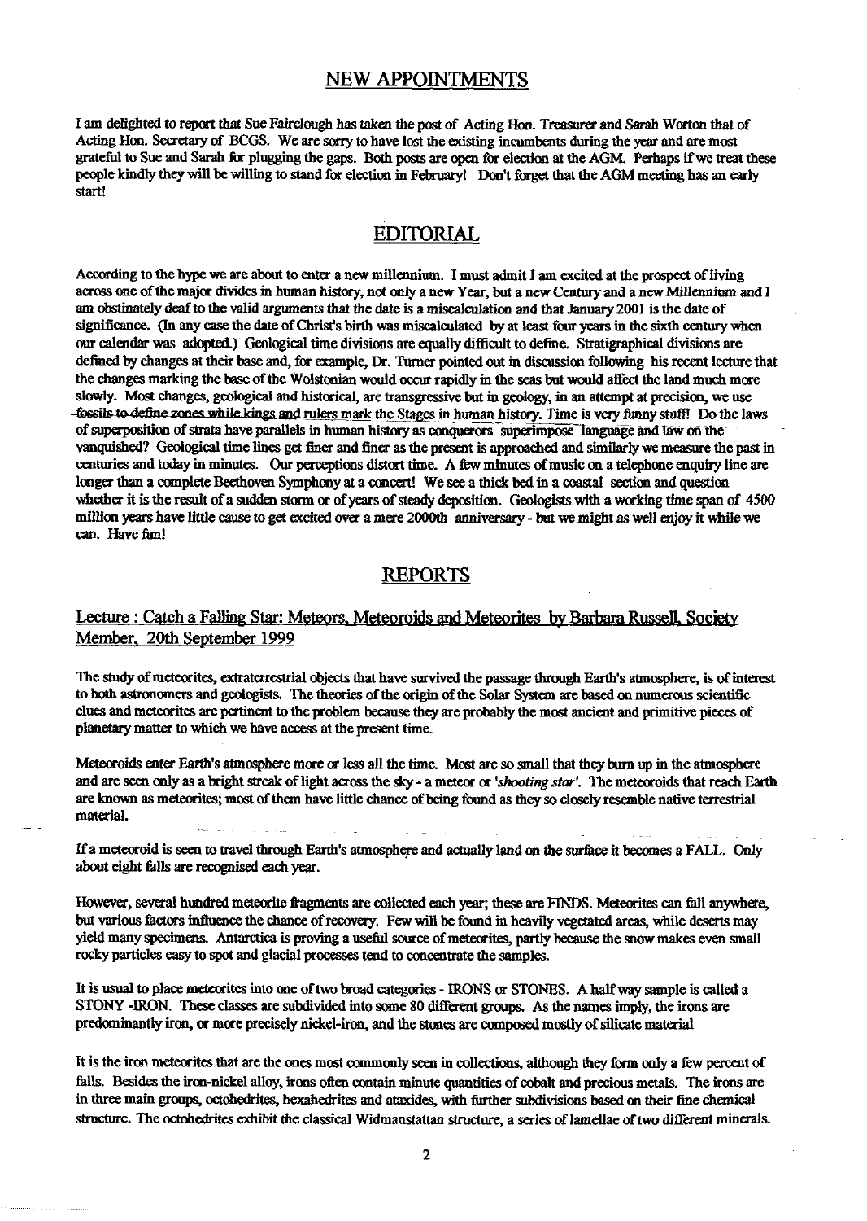## NEW APPOINTMENTS

I am delighted to report that Sue Fairclough has taken the post of Acting Hon. Treasurer and Sarah Worton that of Acting Hon. Secretary of BCGS. We are sorry to have lost the existing incumbents during the year and are most grateful to Sue and Sarah for plugging the gaps. Both posts are open for election at the AGM. Perhaps if we treat these people kindly they will be willing to stand for election in February! Don't forget that the AGM meeting has an early start!

## EDITORIAL

According to the hype we are about to enter a new millennium. I must admit I am excited at the prospect of living across one of the major divides in human history, not only a new Year, but a new Century and a new Millennium and I am obstinately deaf to the valid arguments that the date is a miscalculation and that January 2001 is the date of significance. (In any case the date of Christ's birth was miscalculated by at least four years in the sixth century when our calendar was adopted.) Geological time divisions are equally difficult to define. Stratigraphical divisions are defined by changes at their base and, for example, Dr. Turner pointed out in discussion following his recent lecture that the changes marking the base of the Wolstonian would occur rapidly in the seas but would affect the land much more slowly. Most changes, geological and historical, are transgressive but in geology, in an attempt at precision, we use fossils to define zones while kings and rulers mark the Stages in human history. Time is very funny stuff! Do the laws of superposition of strata have parallels in human history as conquerors superimpose language and law on the vanquished? Geological time lines get finer and finer as the present is approached and similarly we measure the past in centuries and today in minutes. Our perceptions distort time. A few minutes of music on a telephone enquiry line are longer than a complete Beethoven Symphony at a concert! We see a thick bed in a coastal section and question whether it is the result of a sudden storm or of years of steady deposition. Geologists with a working time span of 4500 million years have little cause to get excited over a mere 2000th anniversary - but we might as well enjoy it while we can. Have fun!

## REPORTS

### Lecture : Catch a Falling Star: Meteors, Meteoroids and Meteorites by Barbara Russell, Society Member, 20th September 1999

The study of meteorites, extraterrestrial objects that have survived the passage through Earth's atmosphere, is of interest to both astronomers and geologists. The theories of the origin of the Solar System are based on numerous scientific clues and meteorites are pertinent to the problem because they are probably the most ancient and primitive pieces of planetary matter to which we have access at the present time.

Meteoroids enter Earth's atmosphere more or less all the time. Most are so small that they burn up in the atmosphere and are seen only as a bright streak of light across the sky - a meteor or *'shooting star'*. The meteoroids that reach Earth are known as meteorites; most of them have little chance of being found as they so closely resemble native terrestrial material.

If a meteoroid is seen to travel through Earth's atmosphere and actually land on the surface it becomes a FALL. Only about eight falls are recognised each year.

However, several hundred meteorite fragments are collected each year; these are FINDS. Meteorites can fall anywhere, but various factors influence the chance of recovery. Few will be found in heavily vegetated areas, while deserts may yield many specimens. Antarctica is proving a useful source of meteorites, partly because the snow makes even small rocky particles easy to spot and glacial processes tend to concentrate the samples.

It is usual to place meteorites into one of two broad categories - IRONS or STONES. A half way sample is called a STONY -IRON. These classes are subdivided into some 80 different groups. As the names imply, the irons are predominantly iron, or more precisely nickel-iron, and the stones are composed mostly of silicate material

It is the iron meteorites that are the ones most commonly seen in collections, although they form only a few percent of falls. Besides the iron-nickel alloy, irons often contain minute quantities of cobalt and precious metals. The irons are in three main groups, octohedrites, hexahedrites and ataxides, with further subdivisions based on their fine chemical structure. The octohedrites exhibit the classical Widmanstattan structure, a series of lamellae of two different minerals.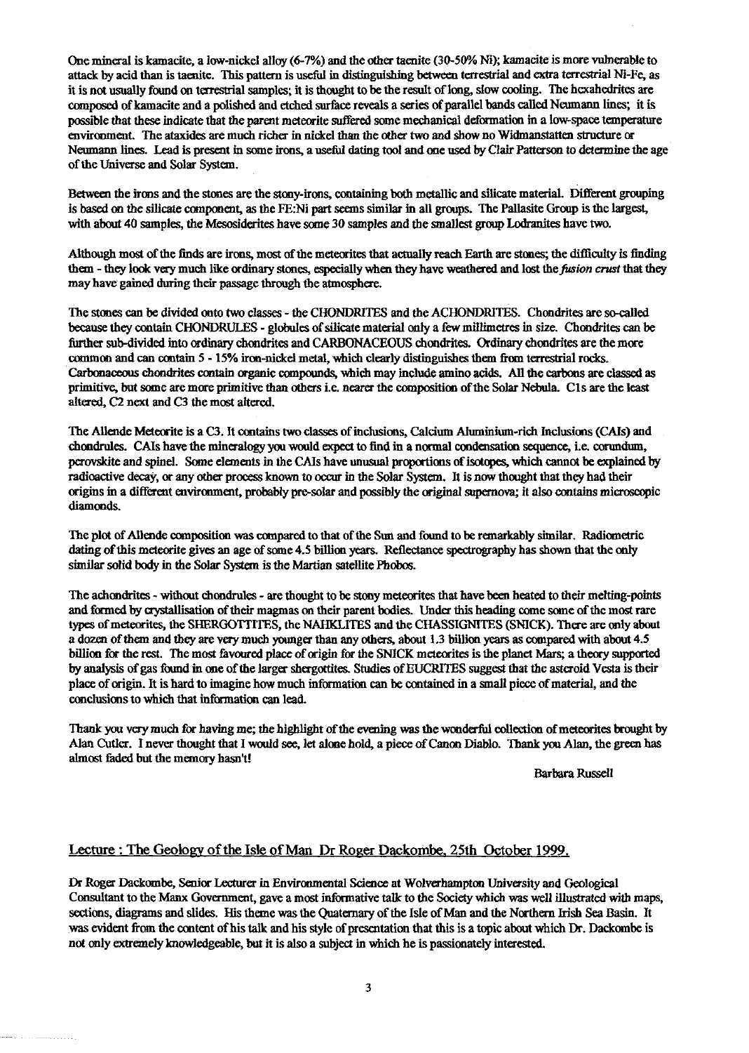One mineral is kamacite, a low-nickel alloy (6-7%) and the other taenite (30-50% Ni); kamacite is more vulnerable to attack by acid than is taenite. This pattern is useful in distinguishing between terrestrial and extra terrestrial Ni-Fe, as it is not usually found on terrestrial samples; it is thought to be the result of long, slow cooling. The hexahedrites are composed of kamacite and a polished and etched surface reveals a series of parallel bands called Neumann lines; it is possible that these indicate that the parent meteorite suffered some mechanical deformation in a low-space temperature environment. The ataxides are much richer in nickel than the other two and show no Widmanstatten structure or Neumann lines. Lead is present in some irons, a useful dating tool and one used by Clair Patterson to determine the age of the Universe and Solar System.

Between the irons and the stones are the stony-irons, containing both metallic and silicate material. Different grouping is based on the silicate component, as the FE:Ni part seems similar in all groups. The Pallasite Group is the largest, with about 40 samples, the Mesosiderites have some 30 samples and the smallest group Lodranites have two.

Although most of the finds are irons, most of the meteorites that actually reach Earth are stones; the difficulty is finding them - they look very much like ordinary stones, especially when they have weathered and lost the *fusion crust* that they may have gained during their passage through the atmosphere.

The stones can be divided onto two classes - the CHONDRITES and the ACHONDRITES. Chondrites are so-called because they contain CHONDRULES - globules of silicate material only a few millimetres in size. Chondrites can be further sub-divided into ordinary chondrites and CARBONACEOUS chondrites. Ordinary chondrites are the more common and can contain 5 - 15% iron-nickel metal, which clearly distinguishes them from terrestrial rocks. Carbonaceous chondrites contain organic compounds, which may include amino acids. All the carbons are classed as primitive, but some are more primitive than others i.e. nearer the composition of the Solar Nebula. C1s are the least altered, C2 next and C3 the most altered.

The Allende Meteorite is a C3. It contains two classes of inclusions, Calcium Aluminium-rich Inclusions (CAIs) and chondrules. CAIs have the mineralogy you would expect to find in a normal condensation sequence, i.e. corundum, perovskite and spinel. Some elements in the CAIs have unusual proportions of isotopes, which cannot be explained by radioactive decay, or any other process known to occur in the Solar System. It is now thought that they had their origins in a different environment, probably pre-solar and possibly the original supernova; it also contains microscopic diamonds.

The plot of Allende composition was compared to that of the Sun and found to be remarkably similar. Radiometric dating of this meteorite gives an age of some 4.5 billion years. Reflectance spectrography has shown that the only similar solid body in the Solar System is the Martian satellite Phobos.

The achondrites - without chondrules - are thought to be stony meteorites that have been heated to their melting-points and formed by crystallisation of their magmas on their parent bodies. Under this heading come some of the most rare types of meteorites, the SHERGOTTITES, the NAHKLITES and the CHASSIGNITES (SNICK). There are only about a dozen of them and they are very much younger than any others, about 1.3 billion years as compared with about 4.5 billion for the rest. The most favoured place of origin for the SNICK meteorites is the planet Mars; a theory supported by analysis of gas found in one of the larger shergottites. Studies of EUCRITES suggest that the asteroid Vesta is their place of origin. It is hard to imagine how much information can be contained in a small piece of material, and the conclusions to which that information can lead.

Thank you very much for having me; the highlight of the evening was the wonderful collection of meteorites brought by Alan Cutler. I never thought that I would see, let alone hold, a piece of Canon Diablo. Thank you Alan, the green has almost faded but the memory hasn't!

Barbara Russell

## Lecture : The Geology of the Isle of Man Dr Roger Dackombe, 25th October 1999.

Dr Roger Dackombe, Senior Lecturer in Environmental Science at Wolverhampton University and Geological Consultant to the Manx Government, gave a most informative talk to the Society which was well illustrated with maps, sections, diagrams and slides. His theme was the Quaternary of the Isle of Man and the Northern Irish Sea Basin. It was evident from the content of his talk and his style of presentation that this is a topic about which Dr. Dackombe is not only extremely knowledgeable, but it is also a subject in which he is passionately interested.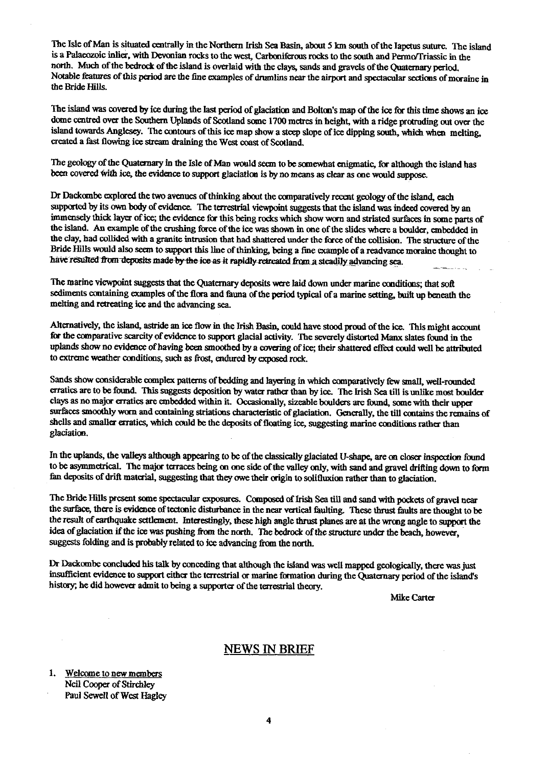The Isle of Man is situated centrally in the Northern Irish Sea Basin, about 5 km south of the Iapetus suture. The island is a Palaeozoic inlier, with Devonian rocks to the west, Carboniferous rocks to the south and Permo/Triassic in the north. Much of the bedrock of the island is overlaid with the clays, sands and gravels of the Quaternary period. Notable features of this period are the fine examples of drumlins near the airport and spectacular sections of moraine in the Bride Hills.

The island was covered by ice during the last period of glaciation and Bolton's map of the ice for this time shows an ice dome centred over the Southern Uplands of Scotland some 1700 metres in height, with a ridge protruding out over the island towards Anglesey. The contours of this ice map show a steep slope of ice dipping south, which when melting, created a fast flowing ice stream draining the West coast of Scotland.

The geology of the Quaternary in the Isle of Man would seem to be somewhat enigmatic, for although the island has been covered with ice, the evidence to support glaciation is by no means as clear as one would suppose.

Dr Dackombe explored the two avenues of thinking about the comparatively recent geology of the island, each supported by its own body of evidence. The terrestrial viewpoint suggests that the island was indeed covered by an immensely thick layer of ice; the evidence for this being rocks which show worn and striated surfaces in some parts of the island. An example of the crushing force of the ice was shown in one of the slides where a boulder, embedded in the clay, had collided with a granite intrusion that had shattered under the force of the collision. The structure of the Bride Hills would also seem to support this line of thinking, being a fine example of a readvance moraine thought to have resulted from deposits made by the ice as it rapidly retreated from a steadily advancing sea.

The marine viewpoint suggests that the Quaternary deposits were laid down under marine conditions; that soft sediments containing examples of the flora and fauna of the period typical of a marine setting, built up beneath the melting and retreating ice and the advancing sea.

Alternatively, the island, astride an ice flow in the Irish Basin, could have stood proud of the ice. This might account for the comparative scarcity of evidence to support glacial activity. The severely distorted Manx slates found in the uplands show no evidence of having been smoothed by a covering of ice; their shattered effect could well be attributed to extreme weather conditions, such as frost, endured by exposed rock.

Sands show considerable complex patterns of bedding and layering in which comparatively few small, well-rounded erratics are to be found. This suggests deposition by water rather than by ice. The Irish Sea till is unlike most boulder clays as no major erratics are embedded within it. Occasionally, sizeable boulders are found, some with their upper surfaces smoothly worn and containing striations characteristic of glaciation. Generally, the till contains the remains of shells and smaller erratics, which could be the deposits of floating ice, suggesting marine conditions rather than glaciation.

In the uplands, the valleys although appearing to be of the classically glaciated U-shape, are on closer inspection found to be asymmetrical. The major terraces being on one side of the valley only, with sand and gravel drifting down to form fan deposits of drift material, suggesting that they owe their origin to solifluxion rather than to glaciation.

The Bride Hills present some spectacular exposures. Composed of Irish Sea till and sand with pockets of gravel near the surface, there is evidence of tectonic disturbance in the near vertical faulting. These thrust faults are thought to be the result of earthquake settlement. Interestingly, these high angle thrust planes are at the wrong angle to support the idea of glaciation if the ice was pushing from the north. The bedrock of the structure under the beach, however, suggests folding and is probably related to ice advancing from the north.

Dr Dackombe concluded his talk by conceding that although the island was well mapped geologically, there was just insufficient evidence to support either the terrestrial or marine formation during the Quaternary period of the island's history; he did however admit to being a supporter of the terrestrial theory.

Mike Carter

## NEWS IN BRIEF

1. Welcome to new members
   Neil Cooper of Stirchley
   Paul Sewell of West Hagley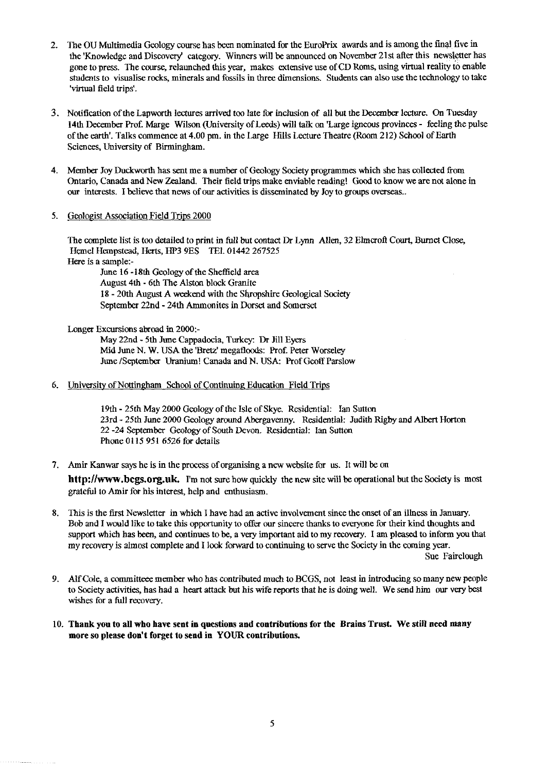2. The OU Multimedia Geology course has been nominated for the EuroPrix awards and is among the final five in the 'Knowledge and Discovery' category. Winners will be announced on November 21st after this newsletter has gone to press. The course, relaunched this year, makes extensive use of CD Roms, using virtual reality to enable students to visualise rocks, minerals and fossils in three dimensions. Students can also use the technology to take 'virtual field trips'.

3. Notification of the Lapworth lectures arrived too late for inclusion of all but the December lecture. On Tuesday 14th December Prof. Marge Wilson (University of Leeds) will talk on 'Large igneous provinces - feeling the pulse of the earth'. Talks commence at 4.00 pm. in the Large Hills Lecture Theatre (Room 212) School of Earth Sciences, University of Birmingham.

4. Member Joy Duckworth has sent me a number of Geology Society programmes which she has collected from Ontario, Canada and New Zealand. Their field trips make enviable reading! Good to know we are not alone in our interests. I believe that news of our activities is disseminated by Joy to groups overseas..

5. Geologist Association Field Trips 2000

   The complete list is too detailed to print in full but contact Dr Lynn Allen, 32 Elmcroft Court, Burnet Close, Hemel Hempstead, Herts, HP3 9ES TEl. 01442 267525
   Here is a sample:-

   June 16 -18th Geology of the Sheffield area
   August 4th - 6th The Alston block Granite
   18 - 20th August A weekend with the Shropshire Geological Society
   September 22nd - 24th Ammonites in Dorset and Somerset

   Longer Excursions abroad in 2000:-

   May 22nd - 5th June Cappadocia, Turkey: Dr Jill Eyers
   Mid June N. W. USA the 'Bretz' megafloods: Prof. Peter Worseley
   June /September Uranium! Canada and N. USA: Prof Geoff Parslow

6. University of Nottingham School of Continuing Education Field Trips

   19th - 25th May 2000 Geology of the Isle of Skye. Residential: Ian Sutton
   23rd - 25th June 2000 Geology around Abergavenny. Residential: Judith Rigby and Albert Horton
   22 -24 September Geology of South Devon. Residential: Ian Sutton
   Phone 0115 951 6526 for details

7. Amir Kanwar says he is in the process of organising a new website for us. It will be on **http://www.bcgs.org.uk.** I'm not sure how quickly the new site will be operational but the Society is most grateful to Amir for his interest, help and enthusiasm.

8. This is the first Newsletter in which I have had an active involvement since the onset of an illness in January. Bob and I would like to take this opportunity to offer our sincere thanks to everyone for their kind thoughts and support which has been, and continues to be, a very important aid to my recovery. I am pleased to inform you that my recovery is almost complete and I look forward to continuing to serve the Society in the coming year.

   Sue Fairclough

9. Alf Cole, a committeee member who has contributed much to BCGS, not least in introducing so many new people to Society activities, has had a heart attack but his wife reports that he is doing well. We send him our very best wishes for a full recovery.

10. **Thank you to all who have sent in questions and contributions for the Brains Trust. We still need many more so please don't forget to send in YOUR contributions.**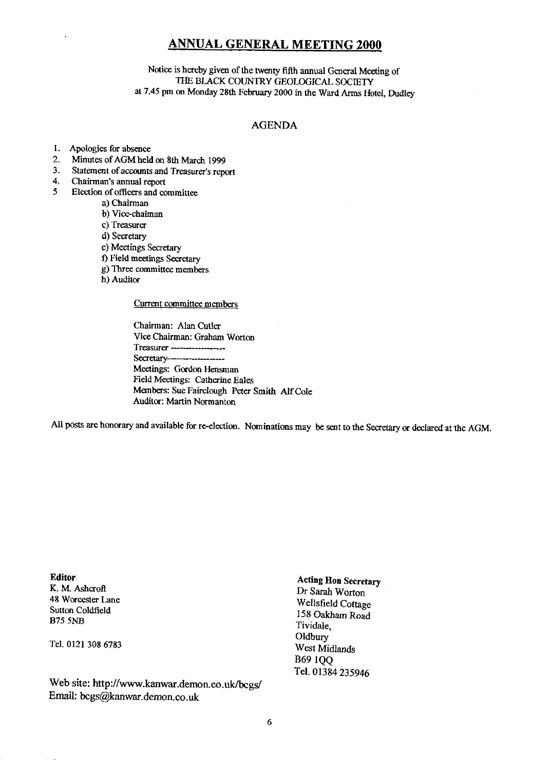# ANNUAL GENERAL MEETING 2000

Notice is hereby given of the twenty fifth annual General Meeting of
THE BLACK COUNTRY GEOLOGICAL SOCIETY
at 7.45 pm on Monday 28th February 2000 in the Ward Arms Hotel, Dudley

## AGENDA

1. Apologies for absence
2. Minutes of AGM held on 8th March 1999
3. Statement of accounts and Treasurer's report
4. Chairman's annual report
5. Election of officers and committee
   - a) Chairman
   - b) Vice-chaiman
   - c) Treasurer
   - d) Secretary
   - e) Meetings Secretary
   - f) Field meetings Secretary
   - g) Three committee members
   - h) Auditor

Current committee members

Chairman: Alan Cutler
Vice Chairman: Graham Worton
Treasurer ----------------
Secretary------------------
Meetings: Gordon Hensman
Field Meetings: Catherine Eales
Members: Sue Fairclough Peter Smith Alf Cole
Auditor: Martin Normanton

All posts are honorary and available for re-election. Nominations may be sent to the Secretary or declared at the AGM.

**Editor**
K. M. Ashcroft
48 Worcester Lane
Sutton Coldfield
B75 5NB

Tel. 0121 308 6783

**Acting Hon Secretary**
Dr Sarah Worton
Wellsfield Cottage
158 Oakham Road
Tividale,
Oldbury
West Midlands
B69 1QQ
Tel. 01384 235946

Web site: http://www.kanwar.demon.co.uk/bcgs/
Email: bcgs@kanwar.demon.co.uk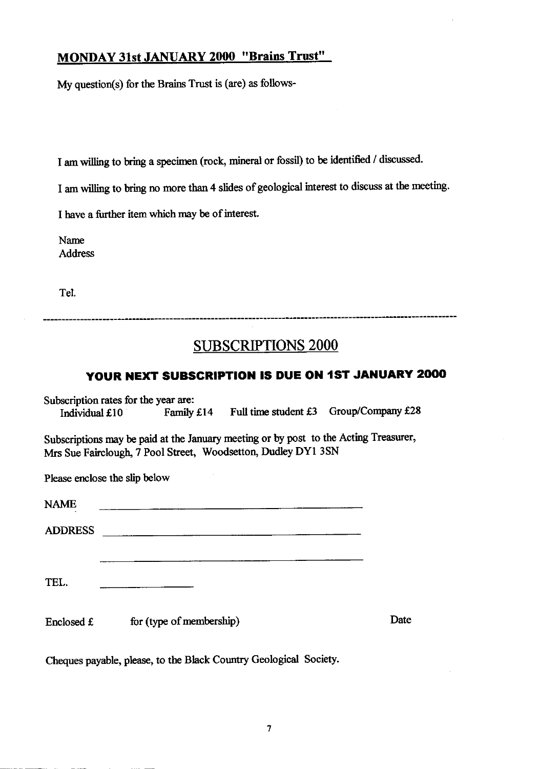## MONDAY 31st JANUARY 2000 "Brains Trust"

My question(s) for the Brains Trust is (are) as follows-

I am willing to bring a specimen (rock, mineral or fossil) to be identified / discussed.

I am willing to bring no more than 4 slides of geological interest to discuss at the meeting.

I have a further item which may be of interest.

Name
Address

Tel.

---

## SUBSCRIPTIONS 2000

### YOUR NEXT SUBSCRIPTION IS DUE ON 1ST JANUARY 2000

Subscription rates for the year are:
Individual £10 Family £14 Full time student £3 Group/Company £28

Subscriptions may be paid at the January meeting or by post to the Acting Treasurer, Mrs Sue Fairclough, 7 Pool Street, Woodsetton, Dudley DY1 3SN

Please enclose the slip below

NAME ____________________________________________

ADDRESS ____________________________________________

____________________________________________

TEL. _______________

Enclosed £ for (type of membership) Date

Cheques payable, please, to the Black Country Geological Society.